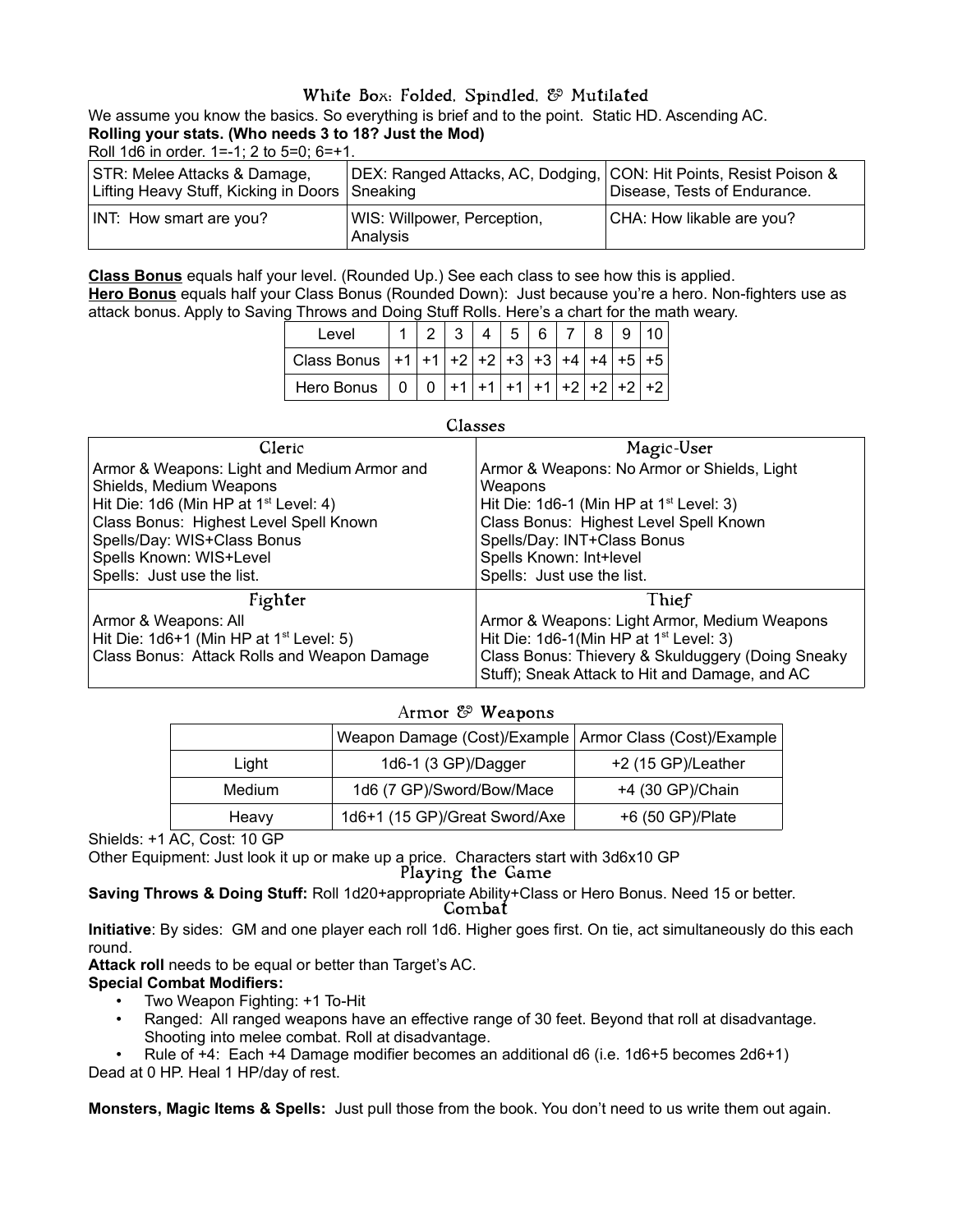# White Box: Folded, Spindled, & Mutilated

We assume you know the basics. So everything is brief and to the point. Static HD. Ascending AC.

**Rolling your stats. (Who needs 3 to 18? Just the Mod)**

Roll 1d6 in order. 1=-1; 2 to 5=0; 6=+1.

| | | |
|---|---|---|
| STR: Melee Attacks & Damage, Lifting Heavy Stuff, Kicking in Doors | DEX: Ranged Attacks, AC, Dodging, Sneaking | CON: Hit Points, Resist Poison & Disease, Tests of Endurance. |
| INT: How smart are you? | WIS: Willpower, Perception, Analysis | CHA: How likable are you? |

**Class Bonus** equals half your level. (Rounded Up.) See each class to see how this is applied.

**Hero Bonus** equals half your Class Bonus (Rounded Down): Just because you're a hero. Non-fighters use as attack bonus. Apply to Saving Throws and Doing Stuff Rolls. Here's a chart for the math weary.

| Level | 1 | 2 | 3 | 4 | 5 | 6 | 7 | 8 | 9 | 10 |
|---|---|---|---|---|---|---|---|---|---|---|
| Class Bonus | +1 | +1 | +2 | +2 | +3 | +3 | +4 | +4 | +5 | +5 |
| Hero Bonus | 0 | 0 | +1 | +1 | +1 | +1 | +2 | +2 | +2 | +2 |

## Classes

| Cleric | Magic-User |
|---|---|
| Armor & Weapons: Light and Medium Armor and Shields, Medium Weapons<br>Hit Die: 1d6 (Min HP at 1st Level: 4)<br>Class Bonus: Highest Level Spell Known<br>Spells/Day: WIS+Class Bonus<br>Spells Known: WIS+Level<br>Spells: Just use the list. | Armor & Weapons: No Armor or Shields, Light Weapons<br>Hit Die: 1d6-1 (Min HP at 1st Level: 3)<br>Class Bonus: Highest Level Spell Known<br>Spells/Day: INT+Class Bonus<br>Spells Known: Int+level<br>Spells: Just use the list. |
| **Fighter** | **Thief** |
| Armor & Weapons: All<br>Hit Die: 1d6+1 (Min HP at 1st Level: 5)<br>Class Bonus: Attack Rolls and Weapon Damage | Armor & Weapons: Light Armor, Medium Weapons<br>Hit Die: 1d6-1(Min HP at 1st Level: 3)<br>Class Bonus: Thievery & Skulduggery (Doing Sneaky Stuff); Sneak Attack to Hit and Damage, and AC |

## Armor & Weapons

| | Weapon Damage (Cost)/Example | Armor Class (Cost)/Example |
|---|---|---|
| Light | 1d6-1 (3 GP)/Dagger | +2 (15 GP)/Leather |
| Medium | 1d6 (7 GP)/Sword/Bow/Mace | +4 (30 GP)/Chain |
| Heavy | 1d6+1 (15 GP)/Great Sword/Axe | +6 (50 GP)/Plate |

Shields: +1 AC, Cost: 10 GP

Other Equipment: Just look it up or make up a price. Characters start with 3d6x10 GP

## Playing the Game

**Saving Throws & Doing Stuff:** Roll 1d20+appropriate Ability+Class or Hero Bonus. Need 15 or better.

## Combat

**Initiative**: By sides: GM and one player each roll 1d6. Higher goes first. On tie, act simultaneously do this each round.

**Attack roll** needs to be equal or better than Target's AC.

**Special Combat Modifiers:**

- Two Weapon Fighting: +1 To-Hit
- Ranged: All ranged weapons have an effective range of 30 feet. Beyond that roll at disadvantage. Shooting into melee combat. Roll at disadvantage.
- Rule of +4: Each +4 Damage modifier becomes an additional d6 (i.e. 1d6+5 becomes 2d6+1)

Dead at 0 HP. Heal 1 HP/day of rest.

**Monsters, Magic Items & Spells:** Just pull those from the book. You don't need to us write them out again.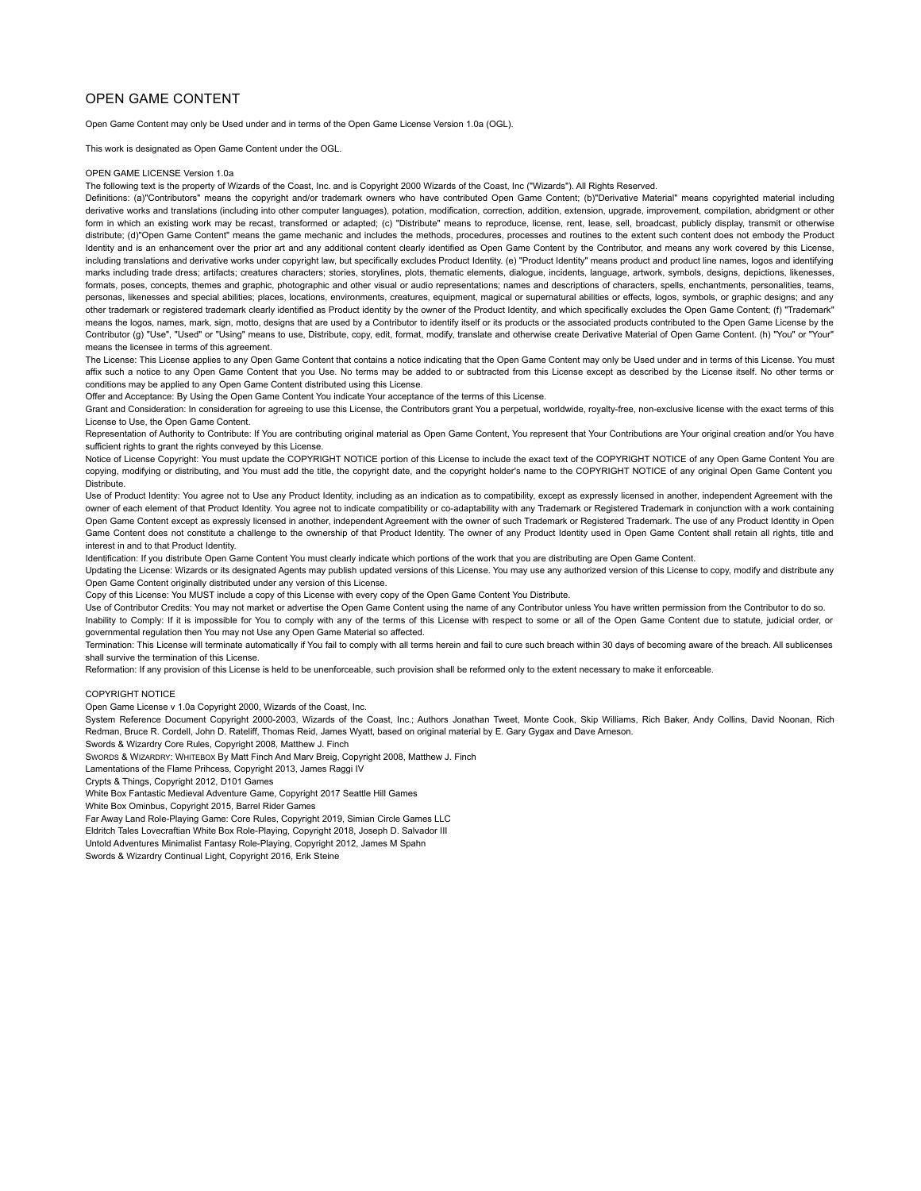# OPEN GAME CONTENT

Open Game Content may only be Used under and in terms of the Open Game License Version 1.0a (OGL).

This work is designated as Open Game Content under the OGL.

OPEN GAME LICENSE Version 1.0a

The following text is the property of Wizards of the Coast, Inc. and is Copyright 2000 Wizards of the Coast, Inc ("Wizards"). All Rights Reserved.

Definitions: (a)"Contributors" means the copyright and/or trademark owners who have contributed Open Game Content; (b)"Derivative Material" means copyrighted material including derivative works and translations (including into other computer languages), potation, modification, correction, addition, extension, upgrade, improvement, compilation, abridgment or other form in which an existing work may be recast, transformed or adapted; (c) "Distribute" means to reproduce, license, rent, lease, sell, broadcast, publicly display, transmit or otherwise distribute; (d)"Open Game Content" means the game mechanic and includes the methods, procedures, processes and routines to the extent such content does not embody the Product Identity and is an enhancement over the prior art and any additional content clearly identified as Open Game Content by the Contributor, and means any work covered by this License, including translations and derivative works under copyright law, but specifically excludes Product Identity. (e) "Product Identity" means product and product line names, logos and identifying marks including trade dress; artifacts; creatures characters; stories, storylines, plots, thematic elements, dialogue, incidents, language, artwork, symbols, designs, depictions, likenesses, formats, poses, concepts, themes and graphic, photographic and other visual or audio representations; names and descriptions of characters, spells, enchantments, personalities, teams, personas, likenesses and special abilities; places, locations, environments, creatures, equipment, magical or supernatural abilities or effects, logos, symbols, or graphic designs; and any other trademark or registered trademark clearly identified as Product identity by the owner of the Product Identity, and which specifically excludes the Open Game Content; (f) "Trademark" means the logos, names, mark, sign, motto, designs that are used by a Contributor to identify itself or its products or the associated products contributed to the Open Game License by the Contributor (g) "Use", "Used" or "Using" means to use, Distribute, copy, edit, format, modify, translate and otherwise create Derivative Material of Open Game Content. (h) "You" or "Your" means the licensee in terms of this agreement.

The License: This License applies to any Open Game Content that contains a notice indicating that the Open Game Content may only be Used under and in terms of this License. You must affix such a notice to any Open Game Content that you Use. No terms may be added to or subtracted from this License except as described by the License itself. No other terms or conditions may be applied to any Open Game Content distributed using this License.

Offer and Acceptance: By Using the Open Game Content You indicate Your acceptance of the terms of this License.

Grant and Consideration: In consideration for agreeing to use this License, the Contributors grant You a perpetual, worldwide, royalty-free, non-exclusive license with the exact terms of this License to Use, the Open Game Content.

Representation of Authority to Contribute: If You are contributing original material as Open Game Content, You represent that Your Contributions are Your original creation and/or You have sufficient rights to grant the rights conveyed by this License.

Notice of License Copyright: You must update the COPYRIGHT NOTICE portion of this License to include the exact text of the COPYRIGHT NOTICE of any Open Game Content You are copying, modifying or distributing, and You must add the title, the copyright date, and the copyright holder's name to the COPYRIGHT NOTICE of any original Open Game Content you Distribute.

Use of Product Identity: You agree not to Use any Product Identity, including as an indication as to compatibility, except as expressly licensed in another, independent Agreement with the owner of each element of that Product Identity. You agree not to indicate compatibility or co-adaptability with any Trademark or Registered Trademark in conjunction with a work containing Open Game Content except as expressly licensed in another, independent Agreement with the owner of such Trademark or Registered Trademark. The use of any Product Identity in Open Game Content does not constitute a challenge to the ownership of that Product Identity. The owner of any Product Identity used in Open Game Content shall retain all rights, title and interest in and to that Product Identity.

Identification: If you distribute Open Game Content You must clearly indicate which portions of the work that you are distributing are Open Game Content.

Updating the License: Wizards or its designated Agents may publish updated versions of this License. You may use any authorized version of this License to copy, modify and distribute any Open Game Content originally distributed under any version of this License.

Copy of this License: You MUST include a copy of this License with every copy of the Open Game Content You Distribute.

Use of Contributor Credits: You may not market or advertise the Open Game Content using the name of any Contributor unless You have written permission from the Contributor to do so.

Inability to Comply: If it is impossible for You to comply with any of the terms of this License with respect to some or all of the Open Game Content due to statute, judicial order, or governmental regulation then You may not Use any Open Game Material so affected.

Termination: This License will terminate automatically if You fail to comply with all terms herein and fail to cure such breach within 30 days of becoming aware of the breach. All sublicenses shall survive the termination of this License.

Reformation: If any provision of this License is held to be unenforceable, such provision shall be reformed only to the extent necessary to make it enforceable.

COPYRIGHT NOTICE

Open Game License v 1.0a Copyright 2000, Wizards of the Coast, Inc.

System Reference Document Copyright 2000-2003, Wizards of the Coast, Inc.; Authors Jonathan Tweet, Monte Cook, Skip Williams, Rich Baker, Andy Collins, David Noonan, Rich Redman, Bruce R. Cordell, John D. Rateliff, Thomas Reid, James Wyatt, based on original material by E. Gary Gygax and Dave Arneson.

Swords & Wizardry Core Rules, Copyright 2008, Matthew J. Finch

Swords & Wizardry: Whitebox By Matt Finch And Marv Breig, Copyright 2008, Matthew J. Finch

Lamentations of the Flame Prihcess, Copyright 2013, James Raggi IV

Crypts & Things, Copyright 2012, D101 Games

White Box Fantastic Medieval Adventure Game, Copyright 2017 Seattle Hill Games

White Box Ominbus, Copyright 2015, Barrel Rider Games

Far Away Land Role-Playing Game: Core Rules, Copyright 2019, Simian Circle Games LLC

Eldritch Tales Lovecraftian White Box Role-Playing, Copyright 2018, Joseph D. Salvador III

Untold Adventures Minimalist Fantasy Role-Playing, Copyright 2012, James M Spahn

Swords & Wizardry Continual Light, Copyright 2016, Erik Steine